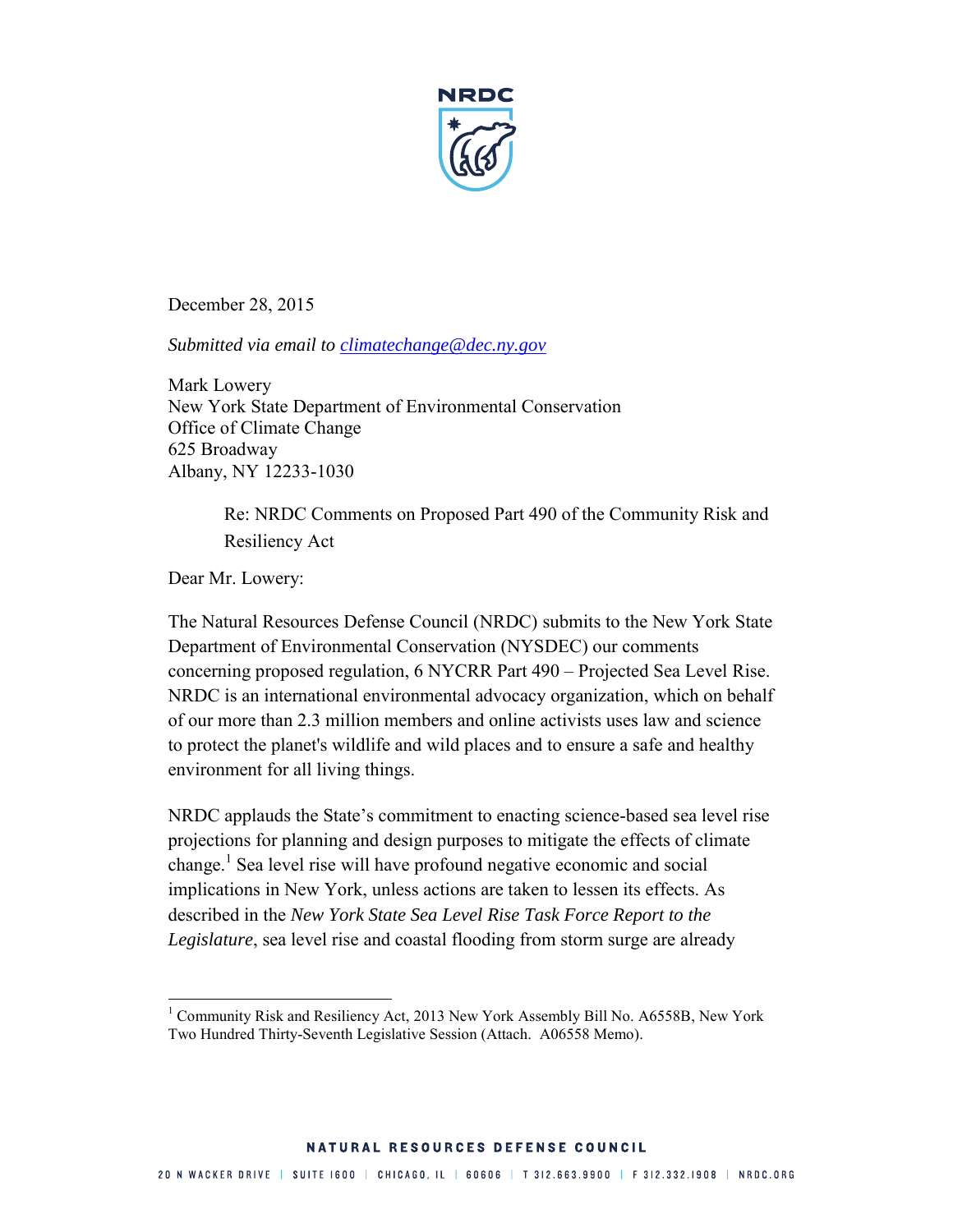December 28, 2015

*Submitted via email to [climatechange@dec.ny.gov](mailto:climatechange@dec.ny.gov)*

Mark Lowery
New York State Department of Environmental Conservation
Office of Climate Change
625 Broadway
Albany, NY 12233-1030

> Re: NRDC Comments on Proposed Part 490 of the Community Risk and Resiliency Act

Dear Mr. Lowery:

The Natural Resources Defense Council (NRDC) submits to the New York State Department of Environmental Conservation (NYSDEC) our comments concerning proposed regulation, 6 NYCRR Part 490 – Projected Sea Level Rise. NRDC is an international environmental advocacy organization, which on behalf of our more than 2.3 million members and online activists uses law and science to protect the planet's wildlife and wild places and to ensure a safe and healthy environment for all living things.

NRDC applauds the State's commitment to enacting science-based sea level rise projections for planning and design purposes to mitigate the effects of climate change.[1] Sea level rise will have profound negative economic and social implications in New York, unless actions are taken to lessen its effects. As described in the *New York State Sea Level Rise Task Force Report to the Legislature*, sea level rise and coastal flooding from storm surge are already

[1] Community Risk and Resiliency Act, 2013 New York Assembly Bill No. A6558B, New York Two Hundred Thirty-Seventh Legislative Session (Attach. A06558 Memo).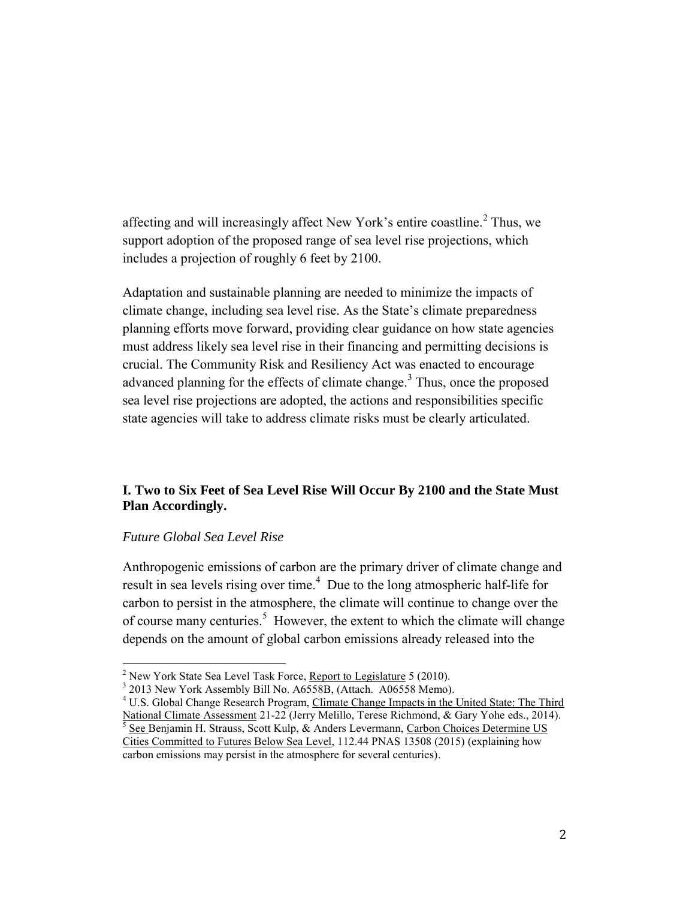affecting and will increasingly affect New York's entire coastline.[2] Thus, we support adoption of the proposed range of sea level rise projections, which includes a projection of roughly 6 feet by 2100.

Adaptation and sustainable planning are needed to minimize the impacts of climate change, including sea level rise. As the State's climate preparedness planning efforts move forward, providing clear guidance on how state agencies must address likely sea level rise in their financing and permitting decisions is crucial. The Community Risk and Resiliency Act was enacted to encourage advanced planning for the effects of climate change.[3] Thus, once the proposed sea level rise projections are adopted, the actions and responsibilities specific state agencies will take to address climate risks must be clearly articulated.

### I. Two to Six Feet of Sea Level Rise Will Occur By 2100 and the State Must Plan Accordingly.

*Future Global Sea Level Rise*

Anthropogenic emissions of carbon are the primary driver of climate change and result in sea levels rising over time.[4] Due to the long atmospheric half-life for carbon to persist in the atmosphere, the climate will continue to change over the of course many centuries.[5] However, the extent to which the climate will change depends on the amount of global carbon emissions already released into the

---

[2] New York State Sea Level Task Force, Report to Legislature 5 (2010).

[3] 2013 New York Assembly Bill No. A6558B, (Attach. A06558 Memo).

[4] U.S. Global Change Research Program, Climate Change Impacts in the United State: The Third National Climate Assessment 21-22 (Jerry Melillo, Terese Richmond, & Gary Yohe eds., 2014).

[5] See Benjamin H. Strauss, Scott Kulp, & Anders Levermann, Carbon Choices Determine US Cities Committed to Futures Below Sea Level, 112.44 PNAS 13508 (2015) (explaining how carbon emissions may persist in the atmosphere for several centuries).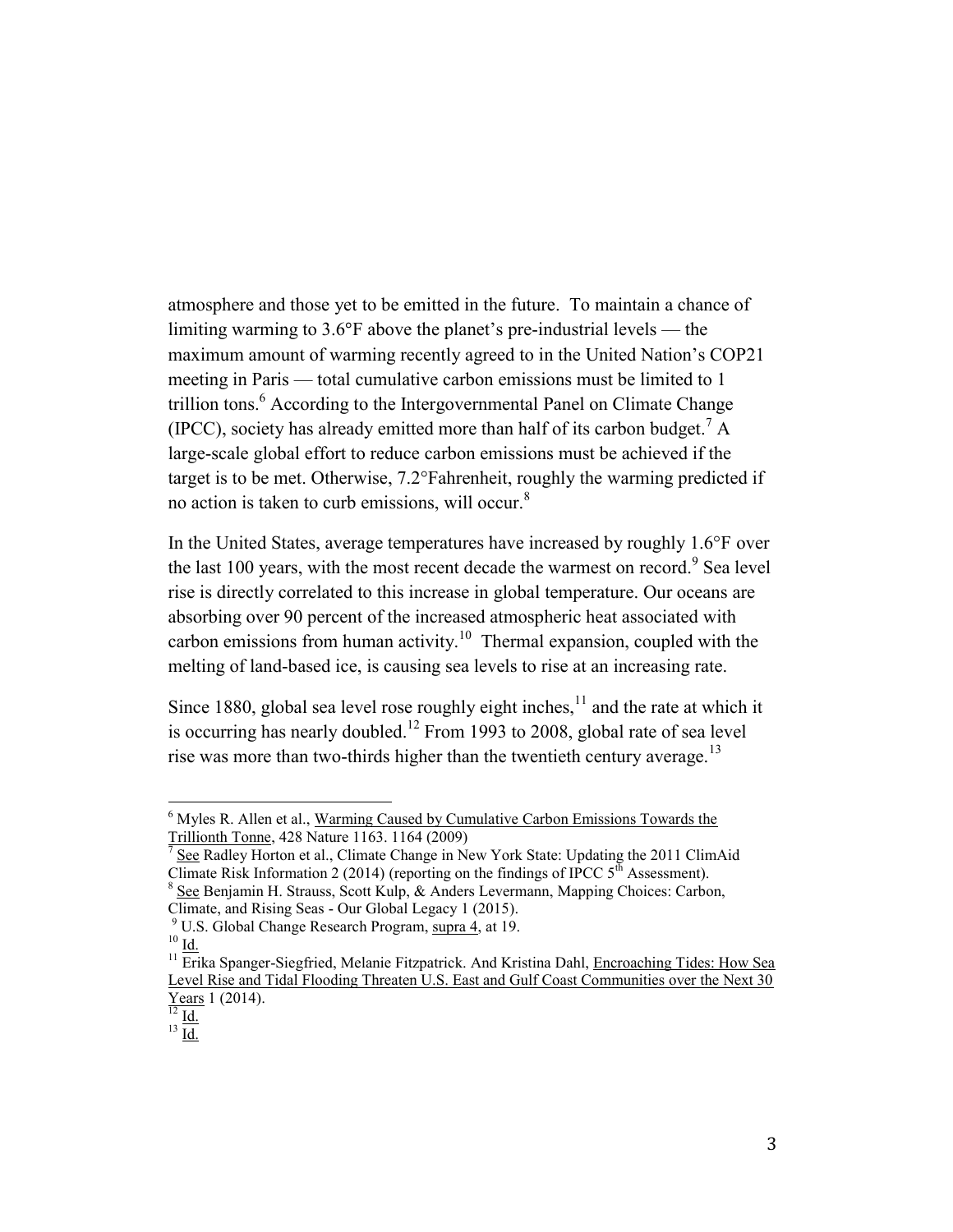atmosphere and those yet to be emitted in the future. To maintain a chance of limiting warming to 3.6°F above the planet's pre-industrial levels — the maximum amount of warming recently agreed to in the United Nation's COP21 meeting in Paris — total cumulative carbon emissions must be limited to 1 trillion tons.[6] According to the Intergovernmental Panel on Climate Change (IPCC), society has already emitted more than half of its carbon budget.[7] A large-scale global effort to reduce carbon emissions must be achieved if the target is to be met. Otherwise, 7.2°Fahrenheit, roughly the warming predicted if no action is taken to curb emissions, will occur.[8]

In the United States, average temperatures have increased by roughly 1.6°F over the last 100 years, with the most recent decade the warmest on record.[9] Sea level rise is directly correlated to this increase in global temperature. Our oceans are absorbing over 90 percent of the increased atmospheric heat associated with carbon emissions from human activity.[10] Thermal expansion, coupled with the melting of land-based ice, is causing sea levels to rise at an increasing rate.

Since 1880, global sea level rose roughly eight inches,[11] and the rate at which it is occurring has nearly doubled.[12] From 1993 to 2008, global rate of sea level rise was more than two-thirds higher than the twentieth century average.[13]

---

[6] Myles R. Allen et al., Warming Caused by Cumulative Carbon Emissions Towards the Trillionth Tonne, 428 Nature 1163. 1164 (2009)

[7] See Radley Horton et al., Climate Change in New York State: Updating the 2011 ClimAid Climate Risk Information 2 (2014) (reporting on the findings of IPCC 5th Assessment).

[8] See Benjamin H. Strauss, Scott Kulp, & Anders Levermann, Mapping Choices: Carbon, Climate, and Rising Seas - Our Global Legacy 1 (2015).

[9] U.S. Global Change Research Program, supra 4, at 19.

[10] Id.

[11] Erika Spanger-Siegfried, Melanie Fitzpatrick. And Kristina Dahl, Encroaching Tides: How Sea Level Rise and Tidal Flooding Threaten U.S. East and Gulf Coast Communities over the Next 30 Years 1 (2014).

[12] Id.

[13] Id.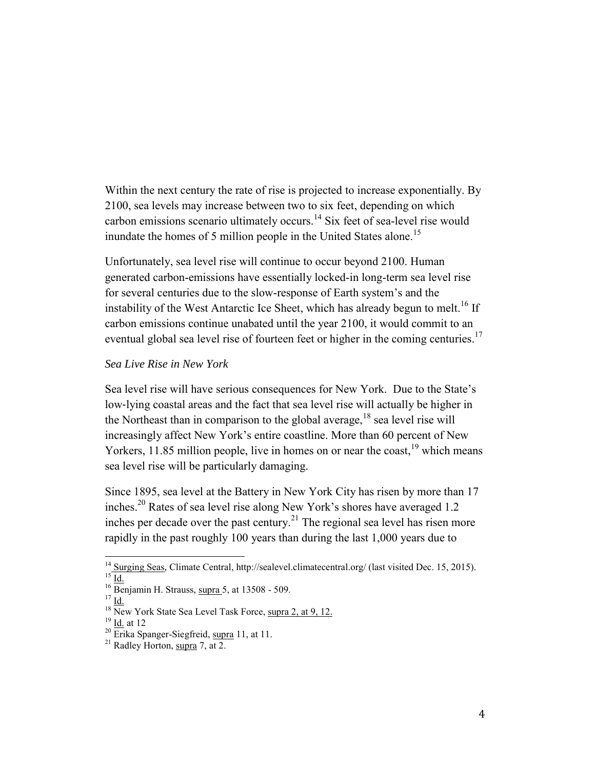Within the next century the rate of rise is projected to increase exponentially. By 2100, sea levels may increase between two to six feet, depending on which carbon emissions scenario ultimately occurs.[14] Six feet of sea-level rise would inundate the homes of 5 million people in the United States alone.[15]

Unfortunately, sea level rise will continue to occur beyond 2100. Human generated carbon-emissions have essentially locked-in long-term sea level rise for several centuries due to the slow-response of Earth system's and the instability of the West Antarctic Ice Sheet, which has already begun to melt.[16] If carbon emissions continue unabated until the year 2100, it would commit to an eventual global sea level rise of fourteen feet or higher in the coming centuries.[17]

*Sea Live Rise in New York*

Sea level rise will have serious consequences for New York. Due to the State's low-lying coastal areas and the fact that sea level rise will actually be higher in the Northeast than in comparison to the global average,[18] sea level rise will increasingly affect New York's entire coastline. More than 60 percent of New Yorkers, 11.85 million people, live in homes on or near the coast,[19] which means sea level rise will be particularly damaging.

Since 1895, sea level at the Battery in New York City has risen by more than 17 inches.[20] Rates of sea level rise along New York's shores have averaged 1.2 inches per decade over the past century.[21] The regional sea level has risen more rapidly in the past roughly 100 years than during the last 1,000 years due to

---

[14] Surging Seas, Climate Central, http://sealevel.climatecentral.org/ (last visited Dec. 15, 2015).

[15] Id.

[16] Benjamin H. Strauss, supra 5, at 13508 - 509.

[17] Id.

[18] New York State Sea Level Task Force, supra 2, at 9, 12.

[19] Id. at 12

[20] Erika Spanger-Siegfreid, supra 11, at 11.

[21] Radley Horton, supra 7, at 2.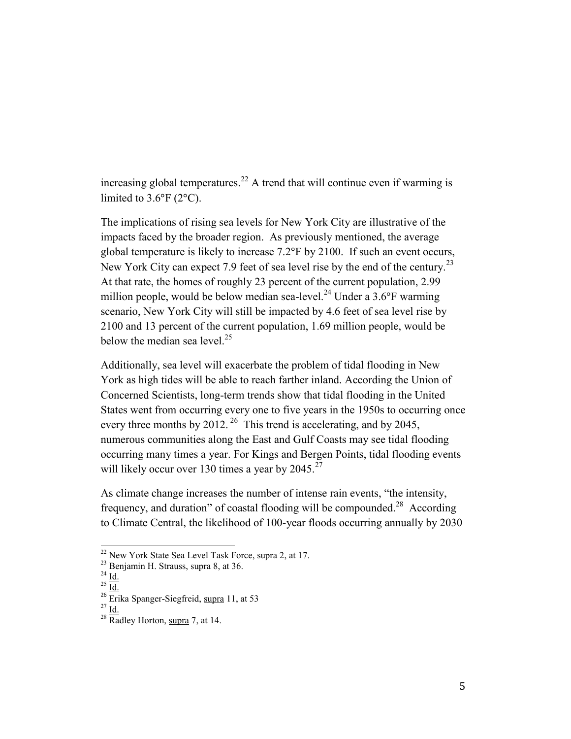increasing global temperatures.[22] A trend that will continue even if warming is limited to 3.6°F (2°C).

The implications of rising sea levels for New York City are illustrative of the impacts faced by the broader region. As previously mentioned, the average global temperature is likely to increase 7.2°F by 2100. If such an event occurs, New York City can expect 7.9 feet of sea level rise by the end of the century.[23] At that rate, the homes of roughly 23 percent of the current population, 2.99 million people, would be below median sea-level.[24] Under a 3.6°F warming scenario, New York City will still be impacted by 4.6 feet of sea level rise by 2100 and 13 percent of the current population, 1.69 million people, would be below the median sea level.[25]

Additionally, sea level will exacerbate the problem of tidal flooding in New York as high tides will be able to reach farther inland. According the Union of Concerned Scientists, long-term trends show that tidal flooding in the United States went from occurring every one to five years in the 1950s to occurring once every three months by 2012. [26] This trend is accelerating, and by 2045, numerous communities along the East and Gulf Coasts may see tidal flooding occurring many times a year. For Kings and Bergen Points, tidal flooding events will likely occur over 130 times a year by 2045.[27]

As climate change increases the number of intense rain events, "the intensity, frequency, and duration" of coastal flooding will be compounded.[28] According to Climate Central, the likelihood of 100-year floods occurring annually by 2030

---

[22] New York State Sea Level Task Force, supra 2, at 17.

[23] Benjamin H. Strauss, supra 8, at 36.

[24] Id.

[25] Id.

[26] Erika Spanger-Siegfreid, supra 11, at 53

[27] Id.

[28] Radley Horton, supra 7, at 14.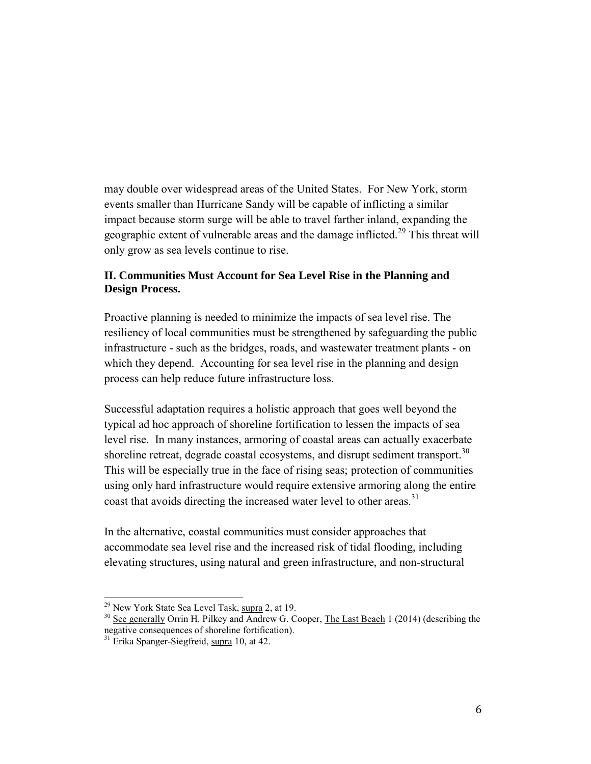may double over widespread areas of the United States. For New York, storm events smaller than Hurricane Sandy will be capable of inflicting a similar impact because storm surge will be able to travel farther inland, expanding the geographic extent of vulnerable areas and the damage inflicted.[29] This threat will only grow as sea levels continue to rise.

## II. Communities Must Account for Sea Level Rise in the Planning and Design Process.

Proactive planning is needed to minimize the impacts of sea level rise. The resiliency of local communities must be strengthened by safeguarding the public infrastructure - such as the bridges, roads, and wastewater treatment plants - on which they depend. Accounting for sea level rise in the planning and design process can help reduce future infrastructure loss.

Successful adaptation requires a holistic approach that goes well beyond the typical ad hoc approach of shoreline fortification to lessen the impacts of sea level rise. In many instances, armoring of coastal areas can actually exacerbate shoreline retreat, degrade coastal ecosystems, and disrupt sediment transport.[30] This will be especially true in the face of rising seas; protection of communities using only hard infrastructure would require extensive armoring along the entire coast that avoids directing the increased water level to other areas.[31]

In the alternative, coastal communities must consider approaches that accommodate sea level rise and the increased risk of tidal flooding, including elevating structures, using natural and green infrastructure, and non-structural

---

[29] New York State Sea Level Task, supra 2, at 19.

[30] See generally Orrin H. Pilkey and Andrew G. Cooper, The Last Beach 1 (2014) (describing the negative consequences of shoreline fortification).

[31] Erika Spanger-Siegfreid, supra 10, at 42.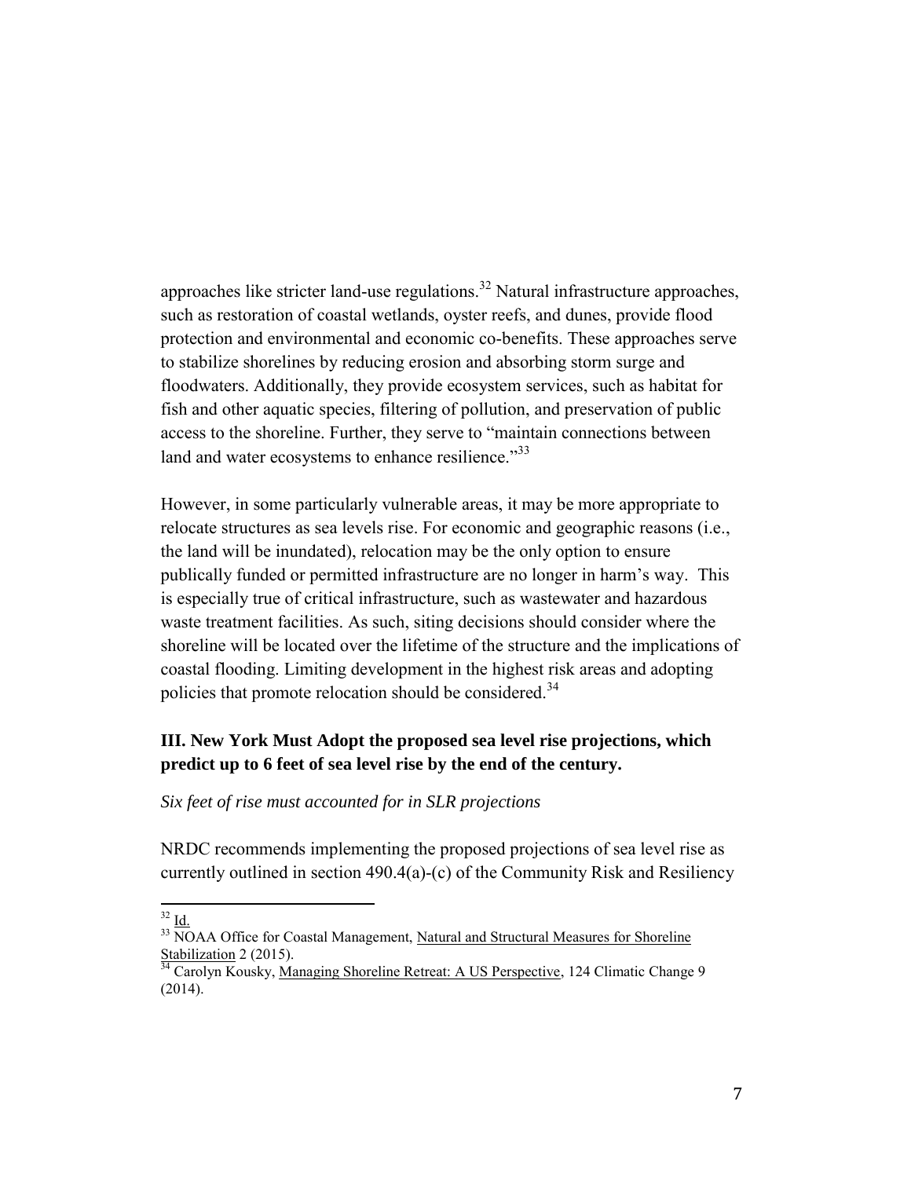approaches like stricter land-use regulations.[32] Natural infrastructure approaches, such as restoration of coastal wetlands, oyster reefs, and dunes, provide flood protection and environmental and economic co-benefits. These approaches serve to stabilize shorelines by reducing erosion and absorbing storm surge and floodwaters. Additionally, they provide ecosystem services, such as habitat for fish and other aquatic species, filtering of pollution, and preservation of public access to the shoreline. Further, they serve to "maintain connections between land and water ecosystems to enhance resilience."[33]

However, in some particularly vulnerable areas, it may be more appropriate to relocate structures as sea levels rise. For economic and geographic reasons (i.e., the land will be inundated), relocation may be the only option to ensure publically funded or permitted infrastructure are no longer in harm's way. This is especially true of critical infrastructure, such as wastewater and hazardous waste treatment facilities. As such, siting decisions should consider where the shoreline will be located over the lifetime of the structure and the implications of coastal flooding. Limiting development in the highest risk areas and adopting policies that promote relocation should be considered.[34]

### III. New York Must Adopt the proposed sea level rise projections, which predict up to 6 feet of sea level rise by the end of the century.

*Six feet of rise must accounted for in SLR projections*

NRDC recommends implementing the proposed projections of sea level rise as currently outlined in section 490.4(a)-(c) of the Community Risk and Resiliency

---

[32] Id.

[33] NOAA Office for Coastal Management, Natural and Structural Measures for Shoreline Stabilization 2 (2015).

[34] Carolyn Kousky, Managing Shoreline Retreat: A US Perspective, 124 Climatic Change 9 (2014).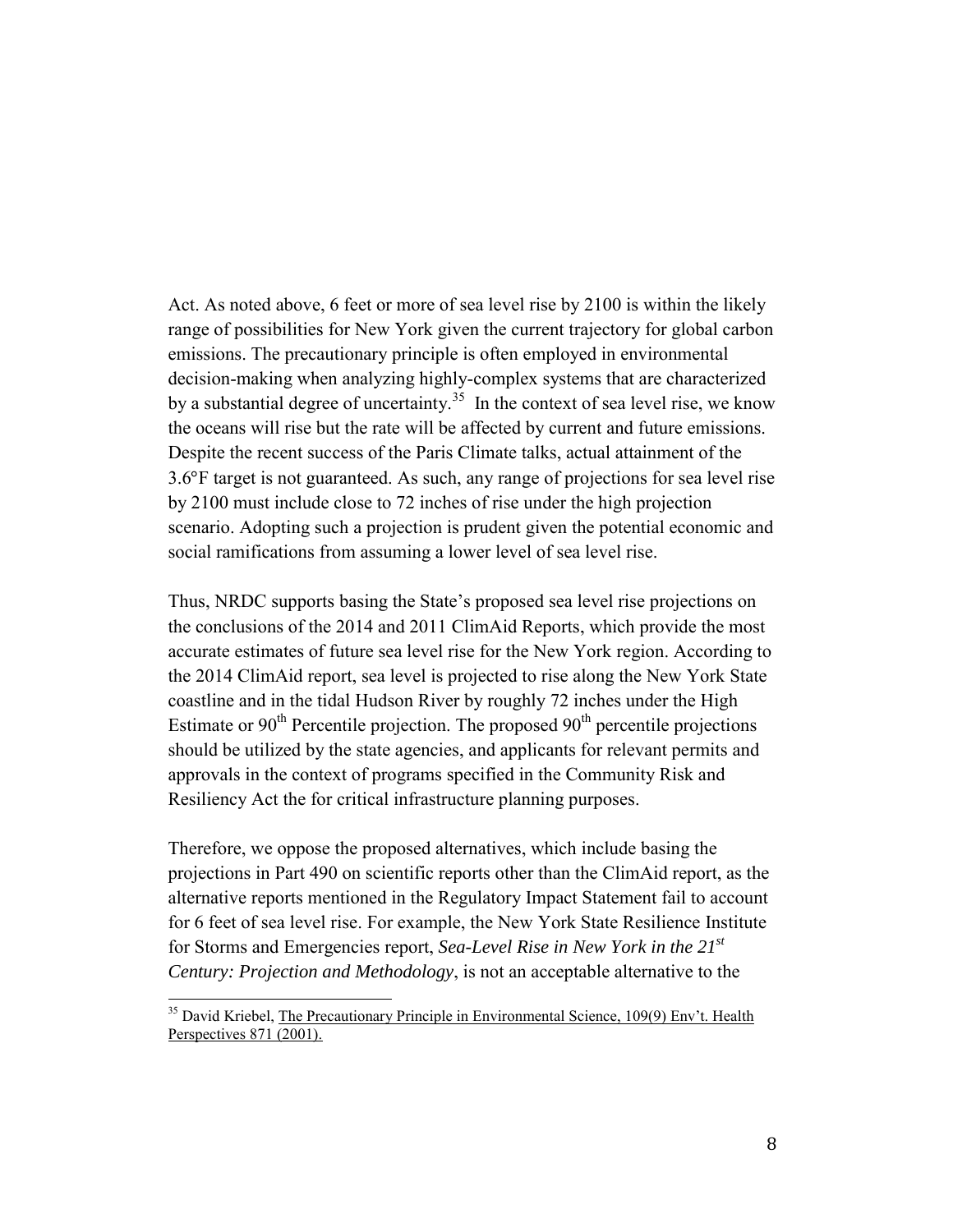Act. As noted above, 6 feet or more of sea level rise by 2100 is within the likely range of possibilities for New York given the current trajectory for global carbon emissions. The precautionary principle is often employed in environmental decision-making when analyzing highly-complex systems that are characterized by a substantial degree of uncertainty.[35] In the context of sea level rise, we know the oceans will rise but the rate will be affected by current and future emissions. Despite the recent success of the Paris Climate talks, actual attainment of the 3.6°F target is not guaranteed. As such, any range of projections for sea level rise by 2100 must include close to 72 inches of rise under the high projection scenario. Adopting such a projection is prudent given the potential economic and social ramifications from assuming a lower level of sea level rise.

Thus, NRDC supports basing the State's proposed sea level rise projections on the conclusions of the 2014 and 2011 ClimAid Reports, which provide the most accurate estimates of future sea level rise for the New York region. According to the 2014 ClimAid report, sea level is projected to rise along the New York State coastline and in the tidal Hudson River by roughly 72 inches under the High Estimate or 90th Percentile projection. The proposed 90th percentile projections should be utilized by the state agencies, and applicants for relevant permits and approvals in the context of programs specified in the Community Risk and Resiliency Act the for critical infrastructure planning purposes.

Therefore, we oppose the proposed alternatives, which include basing the projections in Part 490 on scientific reports other than the ClimAid report, as the alternative reports mentioned in the Regulatory Impact Statement fail to account for 6 feet of sea level rise. For example, the New York State Resilience Institute for Storms and Emergencies report, *Sea-Level Rise in New York in the 21st Century: Projection and Methodology*, is not an acceptable alternative to the

---

[35] David Kriebel, The Precautionary Principle in Environmental Science, 109(9) Env't. Health Perspectives 871 (2001).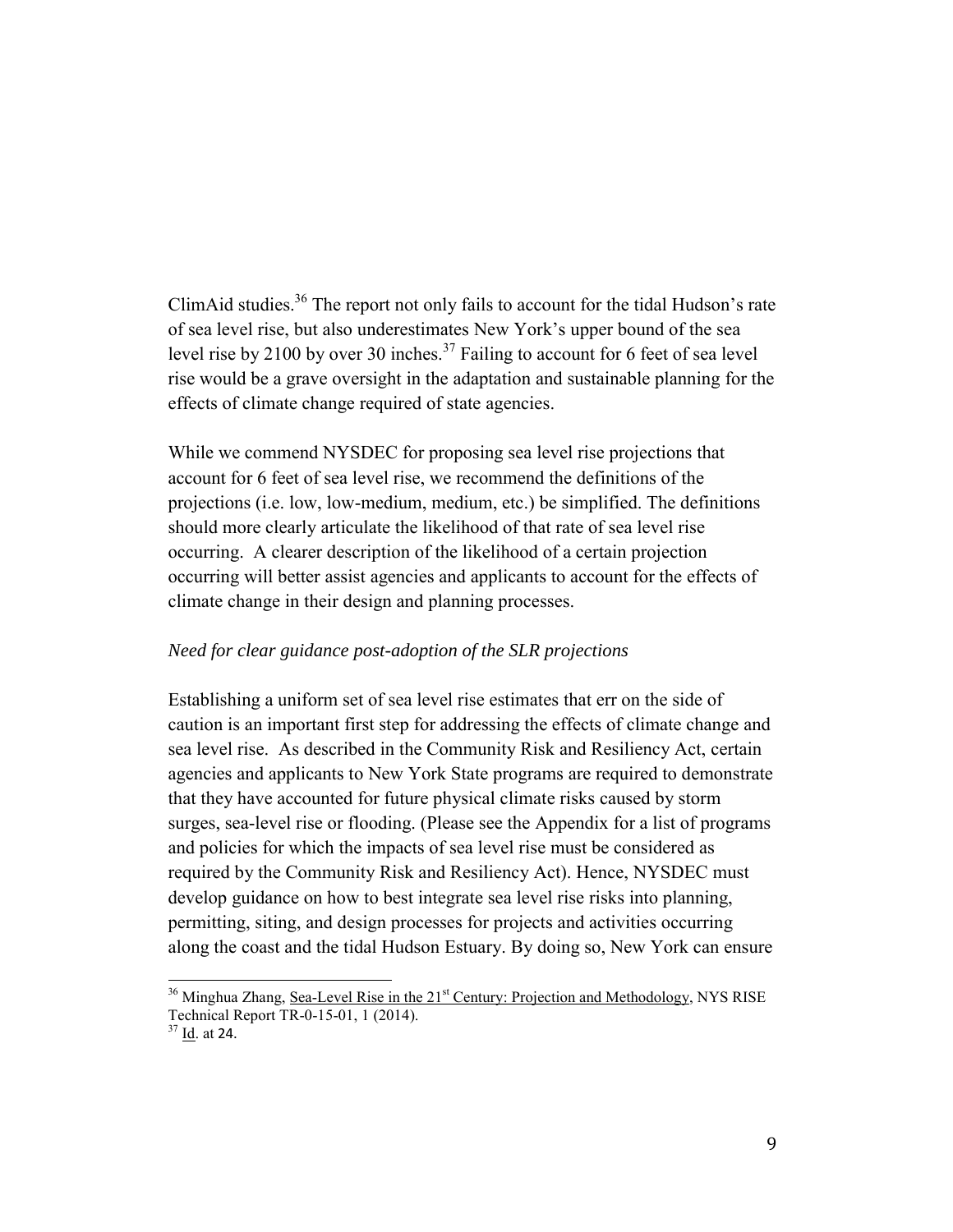ClimAid studies.[36] The report not only fails to account for the tidal Hudson's rate of sea level rise, but also underestimates New York's upper bound of the sea level rise by 2100 by over 30 inches.[37] Failing to account for 6 feet of sea level rise would be a grave oversight in the adaptation and sustainable planning for the effects of climate change required of state agencies.

While we commend NYSDEC for proposing sea level rise projections that account for 6 feet of sea level rise, we recommend the definitions of the projections (i.e. low, low-medium, medium, etc.) be simplified. The definitions should more clearly articulate the likelihood of that rate of sea level rise occurring. A clearer description of the likelihood of a certain projection occurring will better assist agencies and applicants to account for the effects of climate change in their design and planning processes.

*Need for clear guidance post-adoption of the SLR projections*

Establishing a uniform set of sea level rise estimates that err on the side of caution is an important first step for addressing the effects of climate change and sea level rise. As described in the Community Risk and Resiliency Act, certain agencies and applicants to New York State programs are required to demonstrate that they have accounted for future physical climate risks caused by storm surges, sea-level rise or flooding. (Please see the Appendix for a list of programs and policies for which the impacts of sea level rise must be considered as required by the Community Risk and Resiliency Act). Hence, NYSDEC must develop guidance on how to best integrate sea level rise risks into planning, permitting, siting, and design processes for projects and activities occurring along the coast and the tidal Hudson Estuary. By doing so, New York can ensure

---

[36] Minghua Zhang, Sea-Level Rise in the 21st Century: Projection and Methodology, NYS RISE Technical Report TR-0-15-01, 1 (2014).

[37] Id. at 24.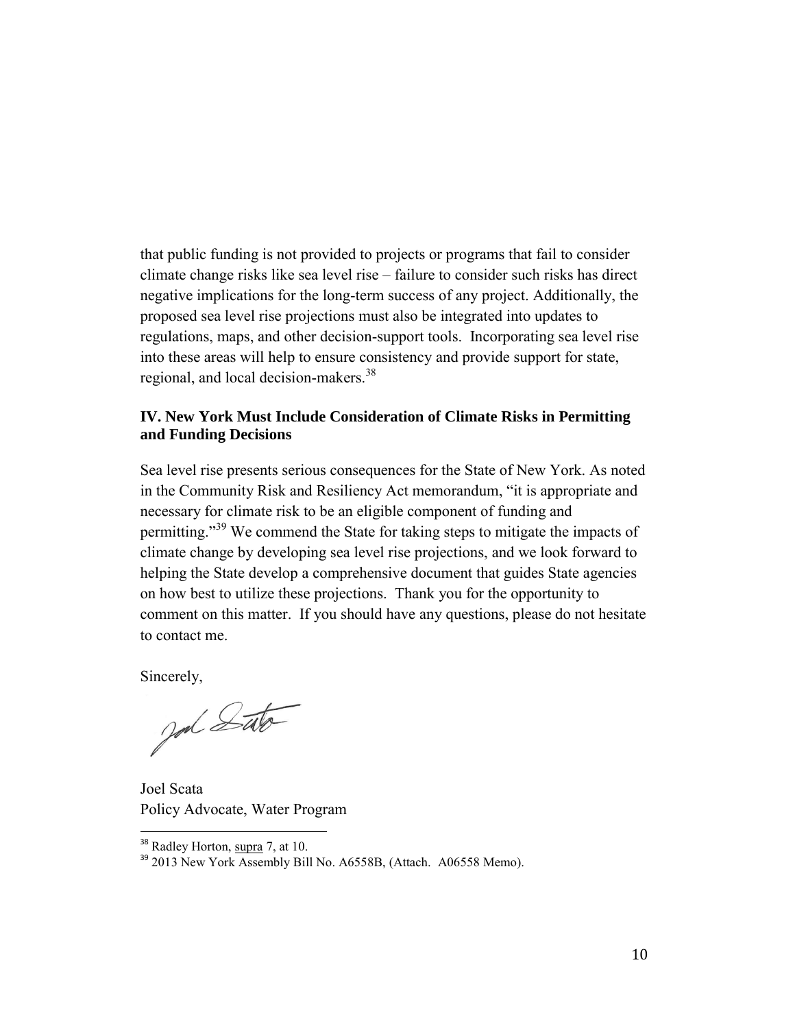that public funding is not provided to projects or programs that fail to consider climate change risks like sea level rise – failure to consider such risks has direct negative implications for the long-term success of any project. Additionally, the proposed sea level rise projections must also be integrated into updates to regulations, maps, and other decision-support tools. Incorporating sea level rise into these areas will help to ensure consistency and provide support for state, regional, and local decision-makers.[38]

### IV. New York Must Include Consideration of Climate Risks in Permitting and Funding Decisions

Sea level rise presents serious consequences for the State of New York. As noted in the Community Risk and Resiliency Act memorandum, "it is appropriate and necessary for climate risk to be an eligible component of funding and permitting."[39] We commend the State for taking steps to mitigate the impacts of climate change by developing sea level rise projections, and we look forward to helping the State develop a comprehensive document that guides State agencies on how best to utilize these projections. Thank you for the opportunity to comment on this matter. If you should have any questions, please do not hesitate to contact me.

Sincerely,

Joel Scata
Policy Advocate, Water Program

---

[38] Radley Horton, supra 7, at 10.

[39] 2013 New York Assembly Bill No. A6558B, (Attach. A06558 Memo).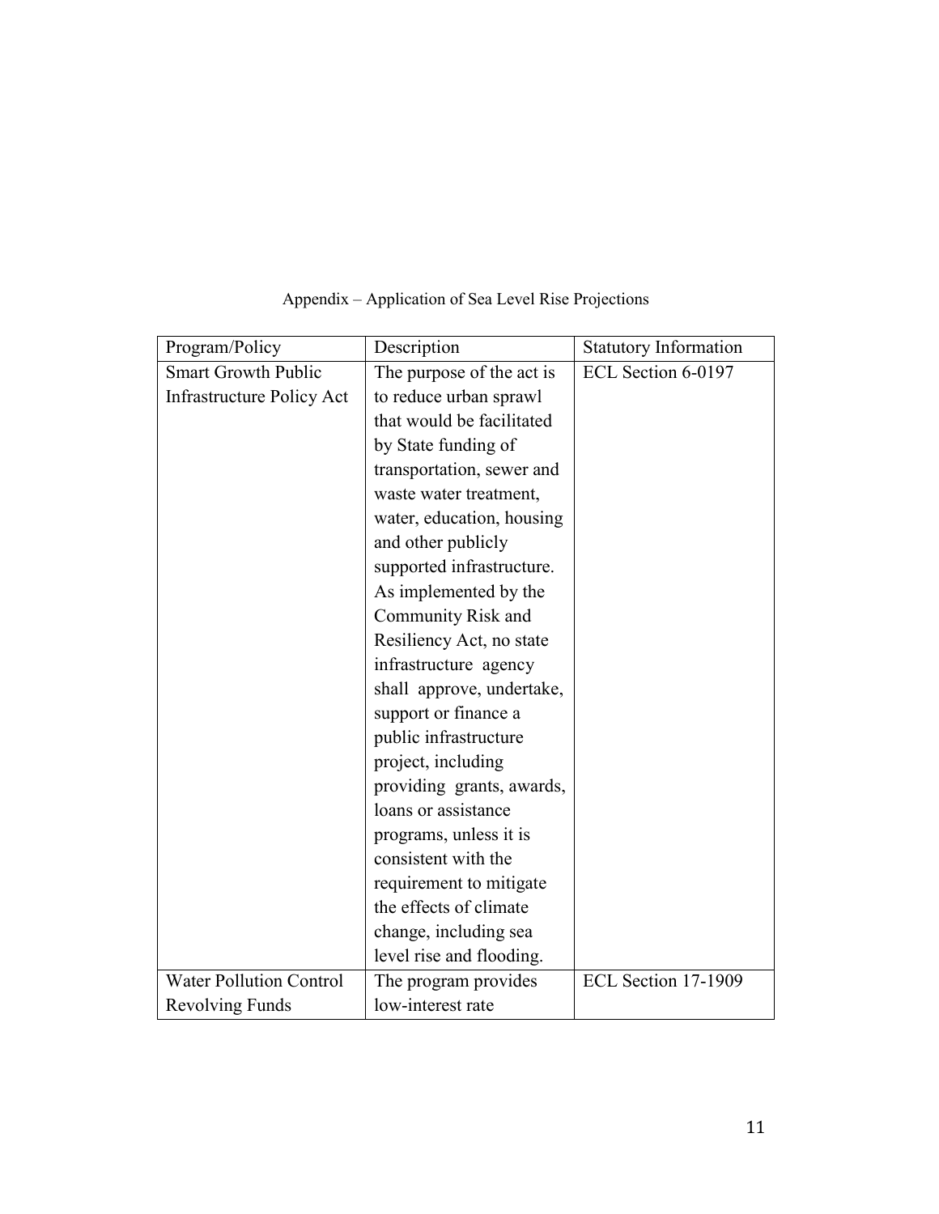Appendix – Application of Sea Level Rise Projections

| Program/Policy | Description | Statutory Information |
| --- | --- | --- |
| Smart Growth Public Infrastructure Policy Act | The purpose of the act is to reduce urban sprawl that would be facilitated by State funding of transportation, sewer and waste water treatment, water, education, housing and other publicly supported infrastructure. As implemented by the Community Risk and Resiliency Act, no state infrastructure agency shall approve, undertake, support or finance a public infrastructure project, including providing grants, awards, loans or assistance programs, unless it is consistent with the requirement to mitigate the effects of climate change, including sea level rise and flooding. | ECL Section 6-0197 |
| Water Pollution Control Revolving Funds | The program provides low-interest rate | ECL Section 17-1909 |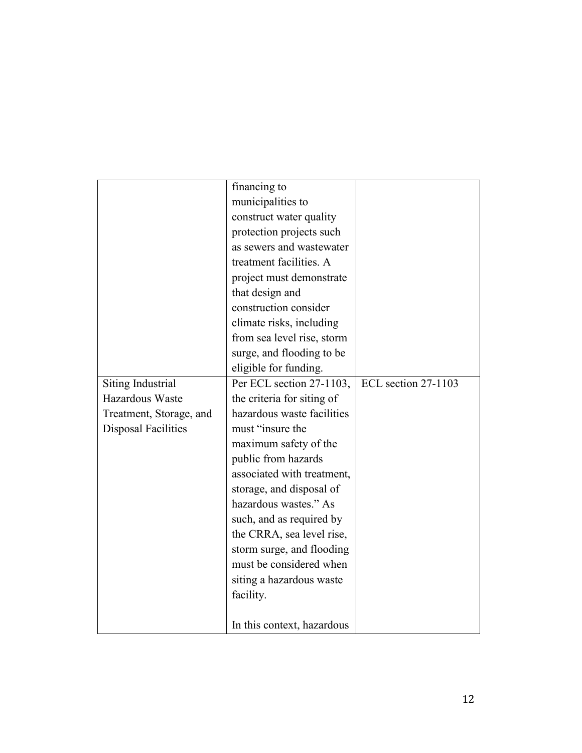| | | |
|---|---|---|
| | financing to municipalities to construct water quality protection projects such as sewers and wastewater treatment facilities. A project must demonstrate that design and construction consider climate risks, including from sea level rise, storm surge, and flooding to be eligible for funding. | |
| Siting Industrial Hazardous Waste Treatment, Storage, and Disposal Facilities | Per ECL section 27-1103, the criteria for siting of hazardous waste facilities must "insure the maximum safety of the public from hazards associated with treatment, storage, and disposal of hazardous wastes." As such, and as required by the CRRA, sea level rise, storm surge, and flooding must be considered when siting a hazardous waste facility.<br><br>In this context, hazardous | ECL section 27-1103 |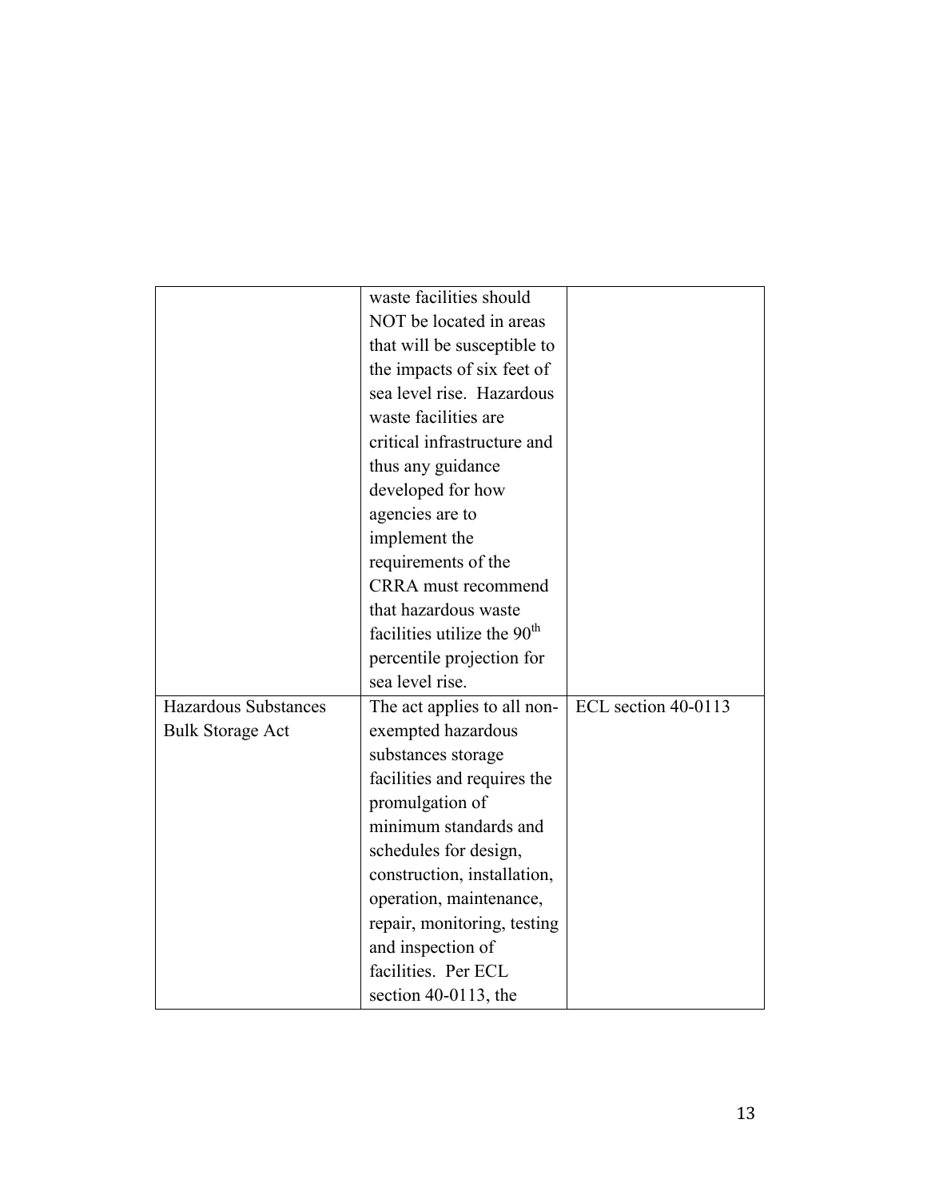| | | |
|---|---|---|
| | waste facilities should NOT be located in areas that will be susceptible to the impacts of six feet of sea level rise. Hazardous waste facilities are critical infrastructure and thus any guidance developed for how agencies are to implement the requirements of the CRRA must recommend that hazardous waste facilities utilize the 90th percentile projection for sea level rise. | |
| Hazardous Substances Bulk Storage Act | The act applies to all non-exempted hazardous substances storage facilities and requires the promulgation of minimum standards and schedules for design, construction, installation, operation, maintenance, repair, monitoring, testing and inspection of facilities. Per ECL section 40-0113, the | ECL section 40-0113 |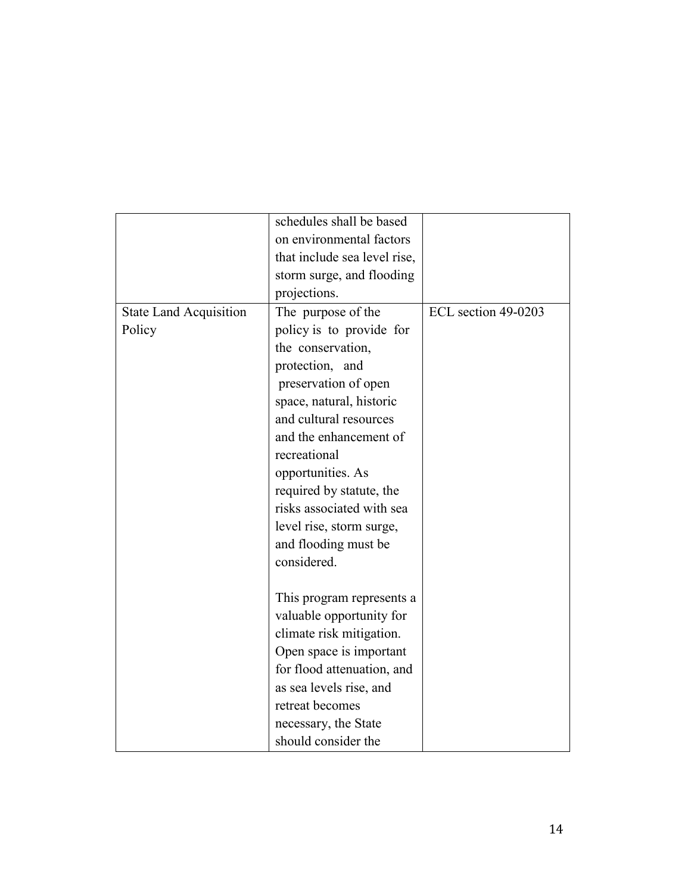| | | |
|---|---|---|
| | schedules shall be based on environmental factors that include sea level rise, storm surge, and flooding projections. | |
| State Land Acquisition Policy | The purpose of the policy is to provide for the conservation, protection, and preservation of open space, natural, historic and cultural resources and the enhancement of recreational opportunities. As required by statute, the risks associated with sea level rise, storm surge, and flooding must be considered.<br><br>This program represents a valuable opportunity for climate risk mitigation. Open space is important for flood attenuation, and as sea levels rise, and retreat becomes necessary, the State should consider the | ECL section 49-0203 |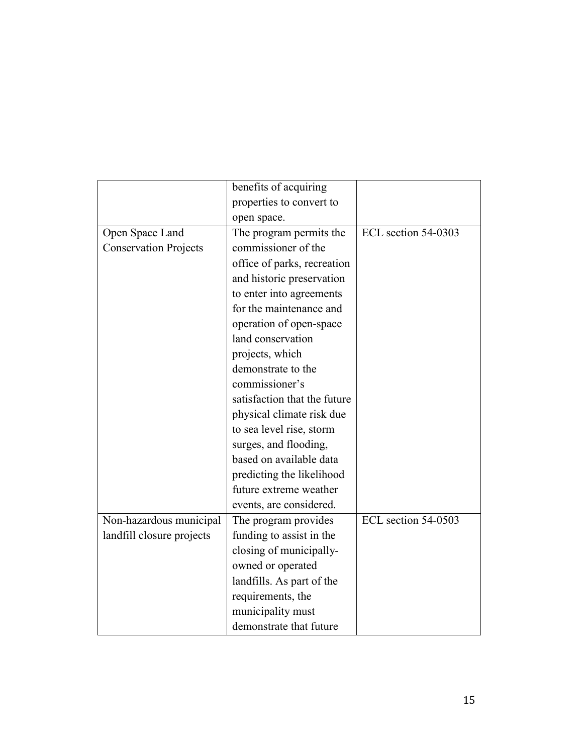| | | |
|---|---|---|
| | benefits of acquiring properties to convert to open space. | |
| Open Space Land Conservation Projects | The program permits the commissioner of the office of parks, recreation and historic preservation to enter into agreements for the maintenance and operation of open-space land conservation projects, which demonstrate to the commissioner's satisfaction that the future physical climate risk due to sea level rise, storm surges, and flooding, based on available data predicting the likelihood future extreme weather events, are considered. | ECL section 54-0303 |
| Non-hazardous municipal landfill closure projects | The program provides funding to assist in the closing of municipally-owned or operated landfills. As part of the requirements, the municipality must demonstrate that future | ECL section 54-0503 |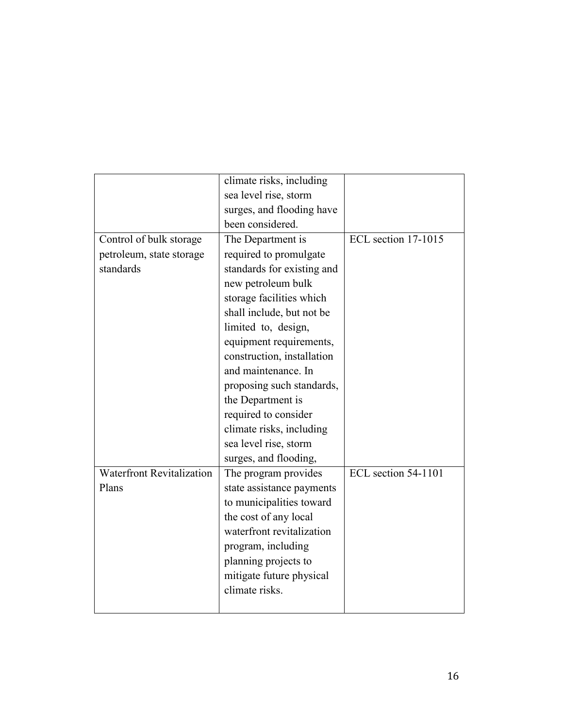| | | |
|---|---|---|
| | climate risks, including sea level rise, storm surges, and flooding have been considered. | |
| Control of bulk storage petroleum, state storage standards | The Department is required to promulgate standards for existing and new petroleum bulk storage facilities which shall include, but not be limited to, design, equipment requirements, construction, installation and maintenance. In proposing such standards, the Department is required to consider climate risks, including sea level rise, storm surges, and flooding, | ECL section 17-1015 |
| Waterfront Revitalization Plans | The program provides state assistance payments to municipalities toward the cost of any local waterfront revitalization program, including planning projects to mitigate future physical climate risks. | ECL section 54-1101 |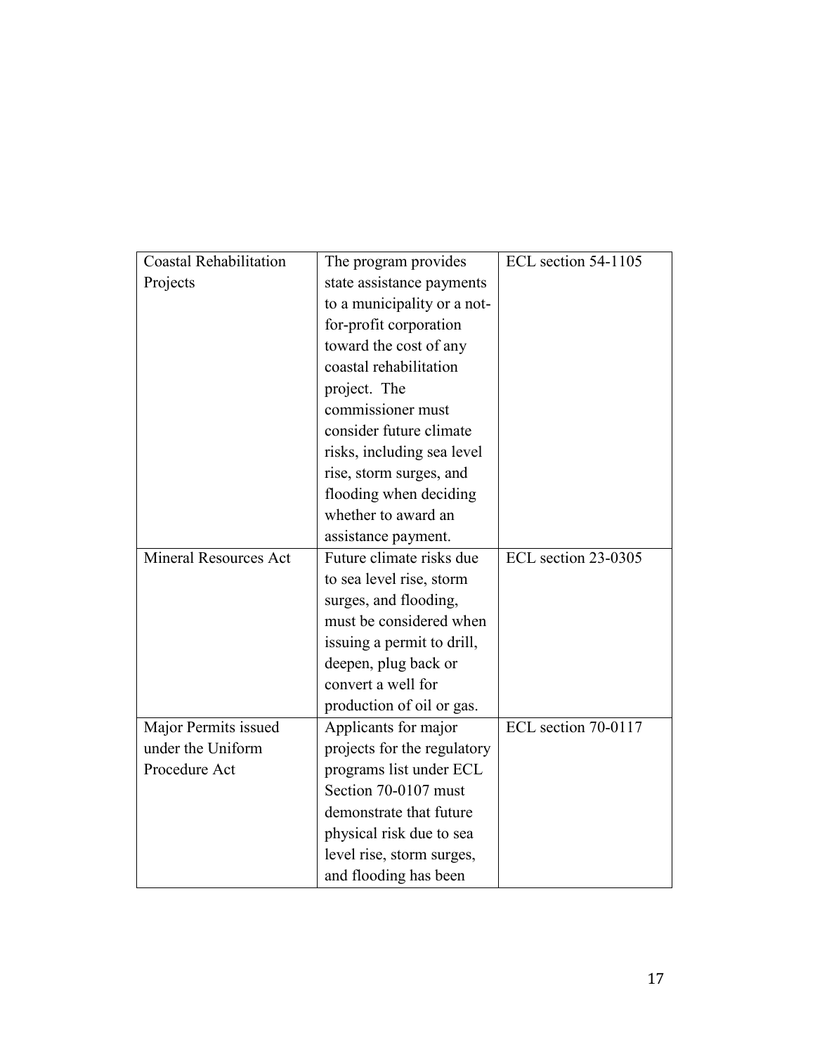| Coastal Rehabilitation Projects | The program provides state assistance payments to a municipality or a not-for-profit corporation toward the cost of any coastal rehabilitation project. The commissioner must consider future climate risks, including sea level rise, storm surges, and flooding when deciding whether to award an assistance payment. | ECL section 54-1105 |
|---|---|---|
| Mineral Resources Act | Future climate risks due to sea level rise, storm surges, and flooding, must be considered when issuing a permit to drill, deepen, plug back or convert a well for production of oil or gas. | ECL section 23-0305 |
| Major Permits issued under the Uniform Procedure Act | Applicants for major projects for the regulatory programs list under ECL Section 70-0107 must demonstrate that future physical risk due to sea level rise, storm surges, and flooding has been | ECL section 70-0117 |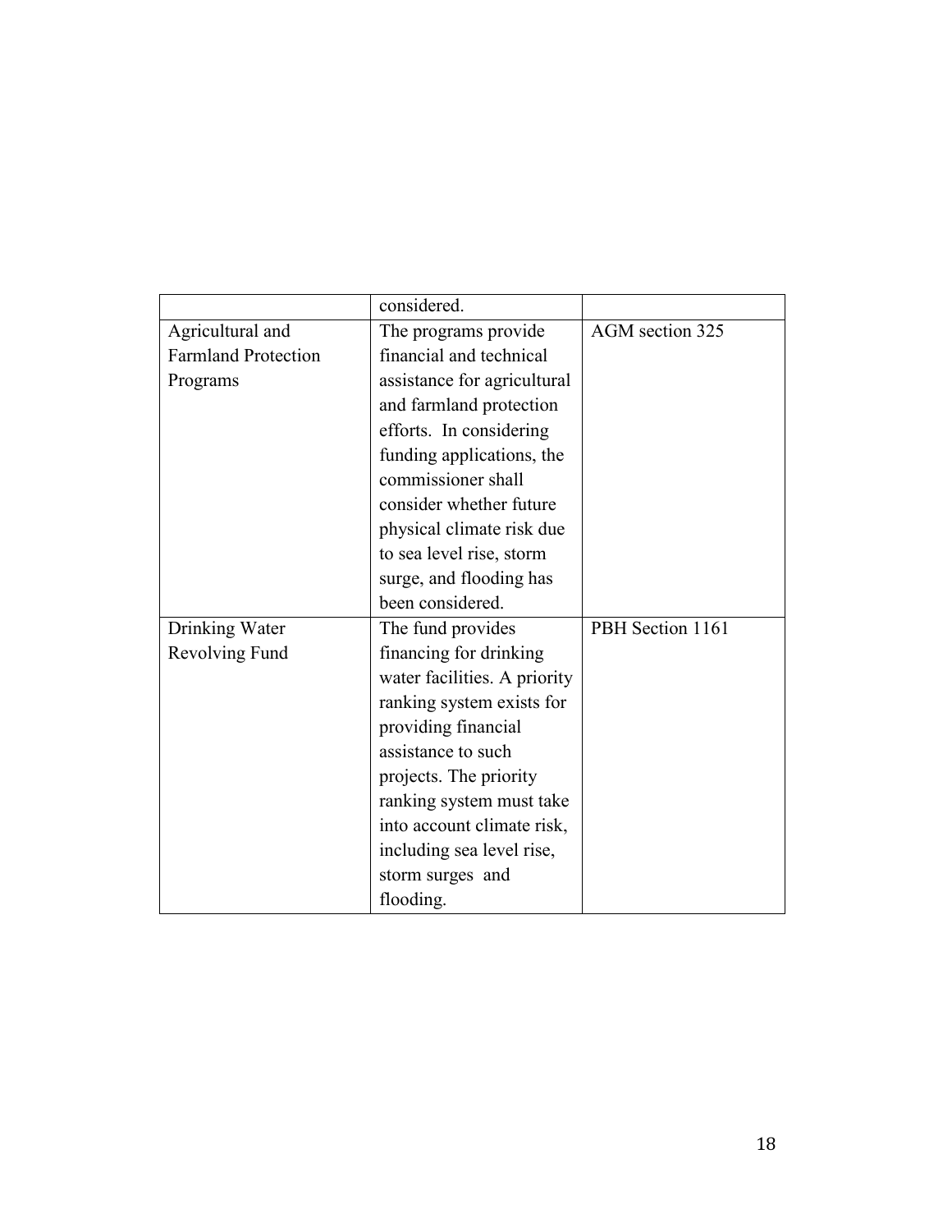| | | |
|---|---|---|
| | considered. | |
| Agricultural and Farmland Protection Programs | The programs provide financial and technical assistance for agricultural and farmland protection efforts. In considering funding applications, the commissioner shall consider whether future physical climate risk due to sea level rise, storm surge, and flooding has been considered. | AGM section 325 |
| Drinking Water Revolving Fund | The fund provides financing for drinking water facilities. A priority ranking system exists for providing financial assistance to such projects. The priority ranking system must take into account climate risk, including sea level rise, storm surges and flooding. | PBH Section 1161 |